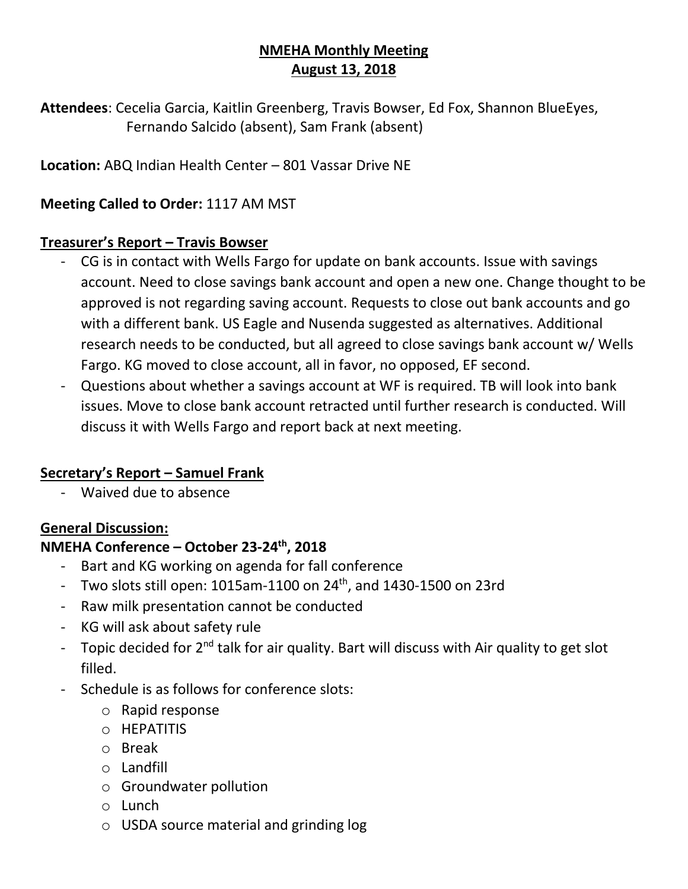# NMEHA Monthly Meeting
## August 13, 2018

**Attendees**: Cecelia Garcia, Kaitlin Greenberg, Travis Bowser, Ed Fox, Shannon BlueEyes, Fernando Salcido (absent), Sam Frank (absent)

**Location:** ABQ Indian Health Center – 801 Vassar Drive NE

**Meeting Called to Order:** 1117 AM MST

### Treasurer's Report – Travis Bowser

- CG is in contact with Wells Fargo for update on bank accounts. Issue with savings account. Need to close savings bank account and open a new one. Change thought to be approved is not regarding saving account. Requests to close out bank accounts and go with a different bank. US Eagle and Nusenda suggested as alternatives. Additional research needs to be conducted, but all agreed to close savings bank account w/ Wells Fargo. KG moved to close account, all in favor, no opposed, EF second.
- Questions about whether a savings account at WF is required. TB will look into bank issues. Move to close bank account retracted until further research is conducted. Will discuss it with Wells Fargo and report back at next meeting.

### Secretary's Report – Samuel Frank

- Waived due to absence

### General Discussion:

**NMEHA Conference – October 23-24th, 2018**

- Bart and KG working on agenda for fall conference
- Two slots still open: 1015am-1100 on 24th, and 1430-1500 on 23rd
- Raw milk presentation cannot be conducted
- KG will ask about safety rule
- Topic decided for 2nd talk for air quality. Bart will discuss with Air quality to get slot filled.
- Schedule is as follows for conference slots:
  - Rapid response
  - HEPATITIS
  - Break
  - Landfill
  - Groundwater pollution
  - Lunch
  - USDA source material and grinding log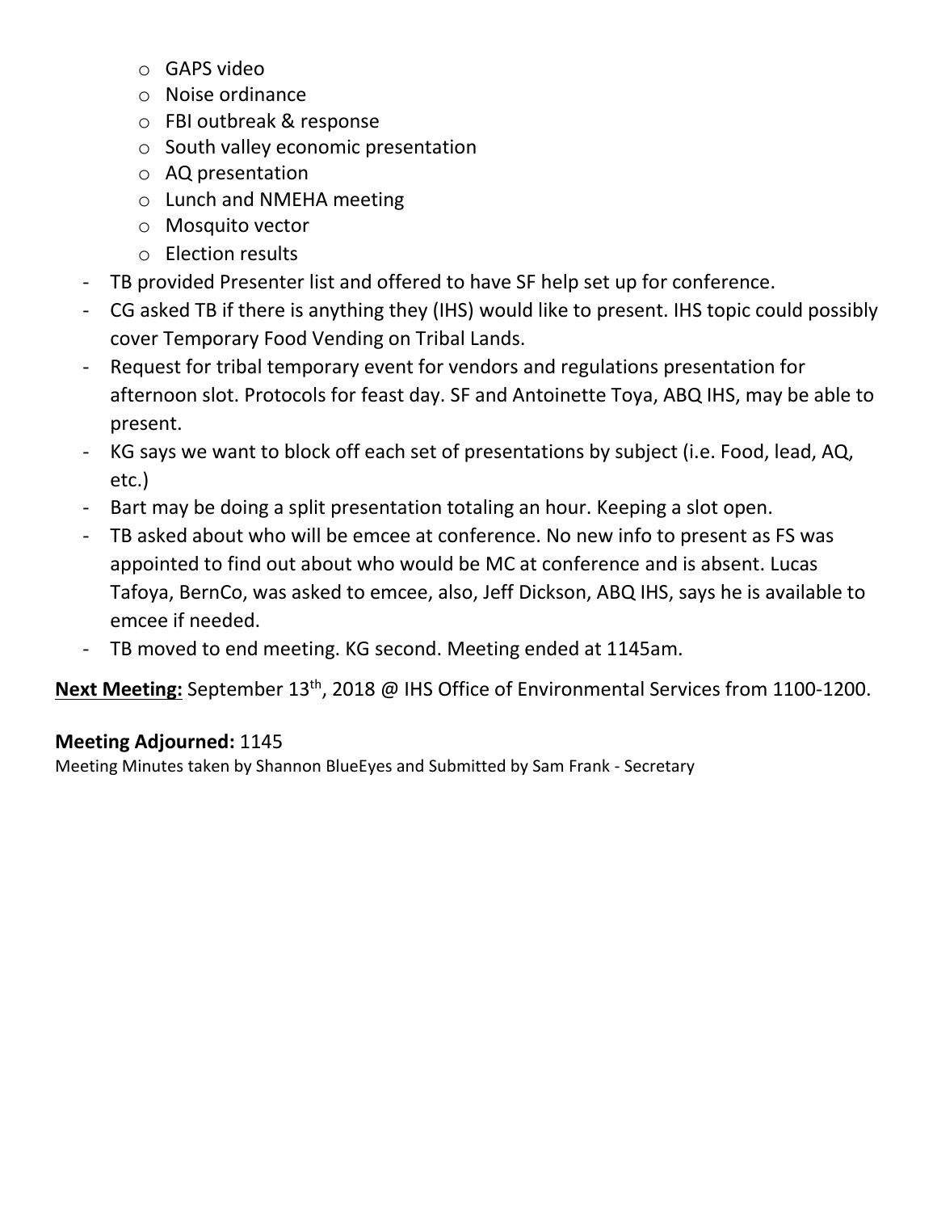- GAPS video
   - Noise ordinance
   - FBI outbreak & response
   - South valley economic presentation
   - AQ presentation
   - Lunch and NMEHA meeting
   - Mosquito vector
   - Election results
- TB provided Presenter list and offered to have SF help set up for conference.
- CG asked TB if there is anything they (IHS) would like to present. IHS topic could possibly cover Temporary Food Vending on Tribal Lands.
- Request for tribal temporary event for vendors and regulations presentation for afternoon slot. Protocols for feast day. SF and Antoinette Toya, ABQ IHS, may be able to present.
- KG says we want to block off each set of presentations by subject (i.e. Food, lead, AQ, etc.)
- Bart may be doing a split presentation totaling an hour. Keeping a slot open.
- TB asked about who will be emcee at conference. No new info to present as FS was appointed to find out about who would be MC at conference and is absent. Lucas Tafoya, BernCo, was asked to emcee, also, Jeff Dickson, ABQ IHS, says he is available to emcee if needed.
- TB moved to end meeting. KG second. Meeting ended at 1145am.

**Next Meeting:** September 13th, 2018 @ IHS Office of Environmental Services from 1100-1200.

**Meeting Adjourned:** 1145

Meeting Minutes taken by Shannon BlueEyes and Submitted by Sam Frank - Secretary